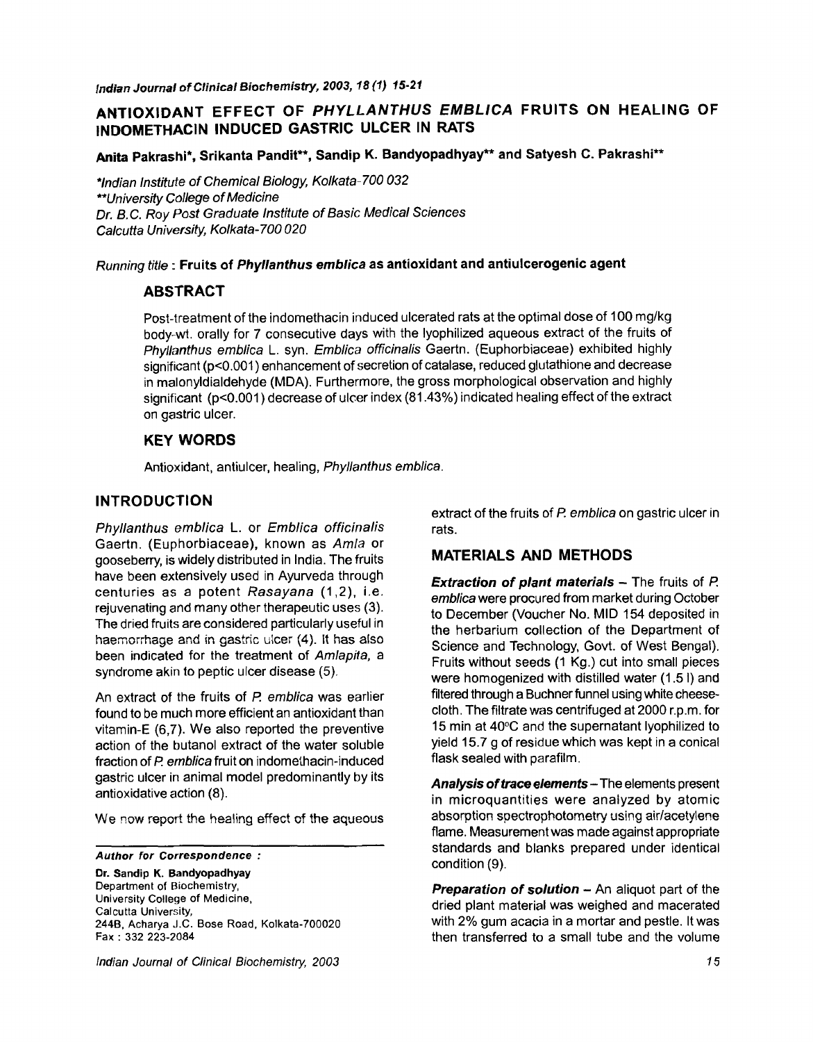# ANTIOXIDANT EFFECT OF *PHYLLANTHUS EMBLICA* FRUITS ON HEALING OF INDOMETHACIN INDUCED GASTRIC ULCER IN RATS

**Anita Pakrashi\*, Srikanta Pandit\*\*, Sandip K. Bandyopadhyay\*\* and Satyesh C. Pakrashi\*\***

\*Indian Institute of Chemical Biology, Kolkata-700 032
\*\*University College of Medicine
Dr. B.C. Roy Post Graduate Institute of Basic Medical Sciences
Calcutta University, Kolkata-700 020

*Running title* : **Fruits of *Phyllanthus emblica* as antioxidant and antiulcerogenic agent**

## ABSTRACT

Post-treatment of the indomethacin induced ulcerated rats at the optimal dose of 100 mg/kg body-wt. orally for 7 consecutive days with the lyophilized aqueous extract of the fruits of *Phyllanthus emblica* L. syn. *Emblica officinalis* Gaertn. (Euphorbiaceae) exhibited highly significant ($p<0.001$) enhancement of secretion of catalase, reduced glutathione and decrease in malonyldialdehyde (MDA). Furthermore, the gross morphological observation and highly significant ($p<0.001$) decrease of ulcer index (81.43%) indicated healing effect of the extract on gastric ulcer.

## KEY WORDS

Antioxidant, antiulcer, healing, *Phyllanthus emblica*.

## INTRODUCTION

*Phyllanthus emblica* L. or *Emblica officinalis* Gaertn. (Euphorbiaceae), known as *Amla* or gooseberry, is widely distributed in India. The fruits have been extensively used in Ayurveda through centuries as a potent *Rasayana* (1,2), i.e. rejuvenating and many other therapeutic uses (3). The dried fruits are considered particularly useful in haemorrhage and in gastric ulcer (4). It has also been indicated for the treatment of *Amlapita*, a syndrome akin to peptic ulcer disease (5).

An extract of the fruits of *P. emblica* was earlier found to be much more efficient an antioxidant than vitamin-E (6,7). We also reported the preventive action of the butanol extract of the water soluble fraction of *P. emblica* fruit on indomethacin-induced gastric ulcer in animal model predominantly by its antioxidative action (8).

We now report the healing effect of the aqueous extract of the fruits of *P. emblica* on gastric ulcer in rats.

**Author for Correspondence :**

**Dr. Sandip K. Bandyopadhyay**
Department of Biochemistry,
University College of Medicine,
Calcutta University,
244B, Acharya J.C. Bose Road, Kolkata-700020
Fax : 332 223-2084

## MATERIALS AND METHODS

***Extraction of plant materials*** – The fruits of *P. emblica* were procured from market during October to December (Voucher No. MID 154 deposited in the herbarium collection of the Department of Science and Technology, Govt. of West Bengal). Fruits without seeds (1 Kg.) cut into small pieces were homogenized with distilled water (1.5 l) and filtered through a Buchner funnel using white cheese-cloth. The filtrate was centrifuged at 2000 r.p.m. for 15 min at 40°C and the supernatant lyophilized to yield 15.7 g of residue which was kept in a conical flask sealed with parafilm.

***Analysis of trace elements*** – The elements present in microquantities were analyzed by atomic absorption spectrophotometry using air/acetylene flame. Measurement was made against appropriate standards and blanks prepared under identical condition (9).

***Preparation of solution*** – An aliquot part of the dried plant material was weighed and macerated with 2% gum acacia in a mortar and pestle. It was then transferred to a small tube and the volume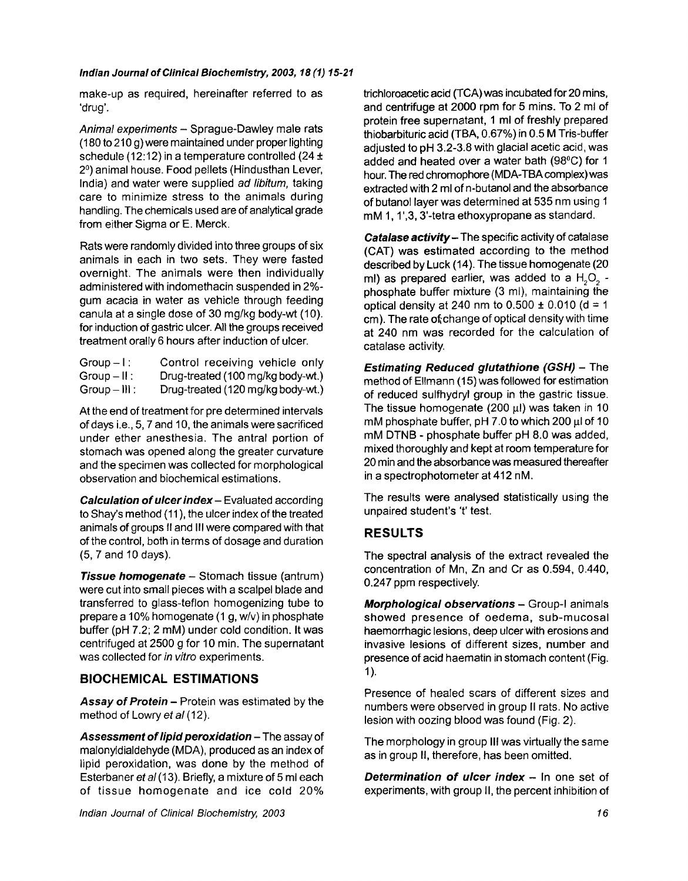make-up as required, hereinafter referred to as 'drug'.

*Animal experiments* – Sprague-Dawley male rats (180 to 210 g) were maintained under proper lighting schedule (12:12) in a temperature controlled (24 ± 2$^0$) animal house. Food pellets (Hindusthan Lever, India) and water were supplied *ad libitum,* taking care to minimize stress to the animals during handling. The chemicals used are of analytical grade from either Sigma or E. Merck.

Rats were randomly divided into three groups of six animals in each in two sets. They were fasted overnight. The animals were then individually administered with indomethacin suspended in 2%-gum acacia in water as vehicle through feeding canula at a single dose of 30 mg/kg body-wt (10). for induction of gastric ulcer. All the groups received treatment orally 6 hours after induction of ulcer.

Group – I : Control receiving vehicle only
Group – II : Drug-treated (100 mg/kg body-wt.)
Group – III : Drug-treated (120 mg/kg body-wt.)

At the end of treatment for pre determined intervals of days i.e., 5, 7 and 10, the animals were sacrificed under ether anesthesia. The antral portion of stomach was opened along the greater curvature and the specimen was collected for morphological observation and biochemical estimations.

***Calculation of ulcer index*** – Evaluated according to Shay's method (11), the ulcer index of the treated animals of groups II and III were compared with that of the control, both in terms of dosage and duration (5, 7 and 10 days).

***Tissue homogenate*** – Stomach tissue (antrum) were cut into small pieces with a scalpel blade and transferred to glass-teflon homogenizing tube to prepare a 10% homogenate (1 g, w/v) in phosphate buffer (pH 7.2; 2 mM) under cold condition. It was centrifuged at 2500 g for 10 min. The supernatant was collected for *in vitro* experiments.

## BIOCHEMICAL ESTIMATIONS

***Assay of Protein*** – Protein was estimated by the method of Lowry *et al* (12).

***Assessment of lipid peroxidation*** – The assay of malonyldialdehyde (MDA), produced as an index of lipid peroxidation, was done by the method of Esterbaner *et al* (13). Briefly, a mixture of 5 ml each of tissue homogenate and ice cold 20% trichloroacetic acid (TCA) was incubated for 20 mins, and centrifuge at 2000 rpm for 5 mins. To 2 ml of protein free supernatant, 1 ml of freshly prepared thiobarbituric acid (TBA, 0.67%) in 0.5 M Tris-buffer adjusted to pH 3.2-3.8 with glacial acetic acid, was added and heated over a water bath (98$^0$C) for 1 hour. The red chromophore (MDA-TBA complex) was extracted with 2 ml of n-butanol and the absorbance of butanol layer was determined at 535 nm using 1 mM 1, 1',3, 3'-tetra ethoxypropane as standard.

***Catalase activity*** – The specific activity of catalase (CAT) was estimated according to the method described by Luck (14). The tissue homogenate (20 ml) as prepared earlier, was added to a $H_2O_2$ - phosphate buffer mixture (3 ml), maintaining the optical density at 240 nm to 0.500 ± 0.010 (d = 1 cm). The rate of change of optical density with time at 240 nm was recorded for the calculation of catalase activity.

***Estimating Reduced glutathione (GSH)*** – The method of Ellmann (15) was followed for estimation of reduced sulfhydryl group in the gastric tissue. The tissue homogenate (200 µl) was taken in 10 mM phosphate buffer, pH 7.0 to which 200 µl of 10 mM DTNB - phosphate buffer pH 8.0 was added, mixed thoroughly and kept at room temperature for 20 min and the absorbance was measured thereafter in a spectrophotometer at 412 nM.

The results were analysed statistically using the unpaired student's 't' test.

## RESULTS

The spectral analysis of the extract revealed the concentration of Mn, Zn and Cr as 0.594, 0.440, 0.247 ppm respectively.

***Morphological observations*** – Group-I animals showed presence of oedema, sub-mucosal haemorrhagic lesions, deep ulcer with erosions and invasive lesions of different sizes, number and presence of acid haematin in stomach content (Fig. 1).

Presence of healed scars of different sizes and numbers were observed in group II rats. No active lesion with oozing blood was found (Fig. 2).

The morphology in group III was virtually the same as in group II, therefore, has been omitted.

***Determination of ulcer index*** – In one set of experiments, with group II, the percent inhibition of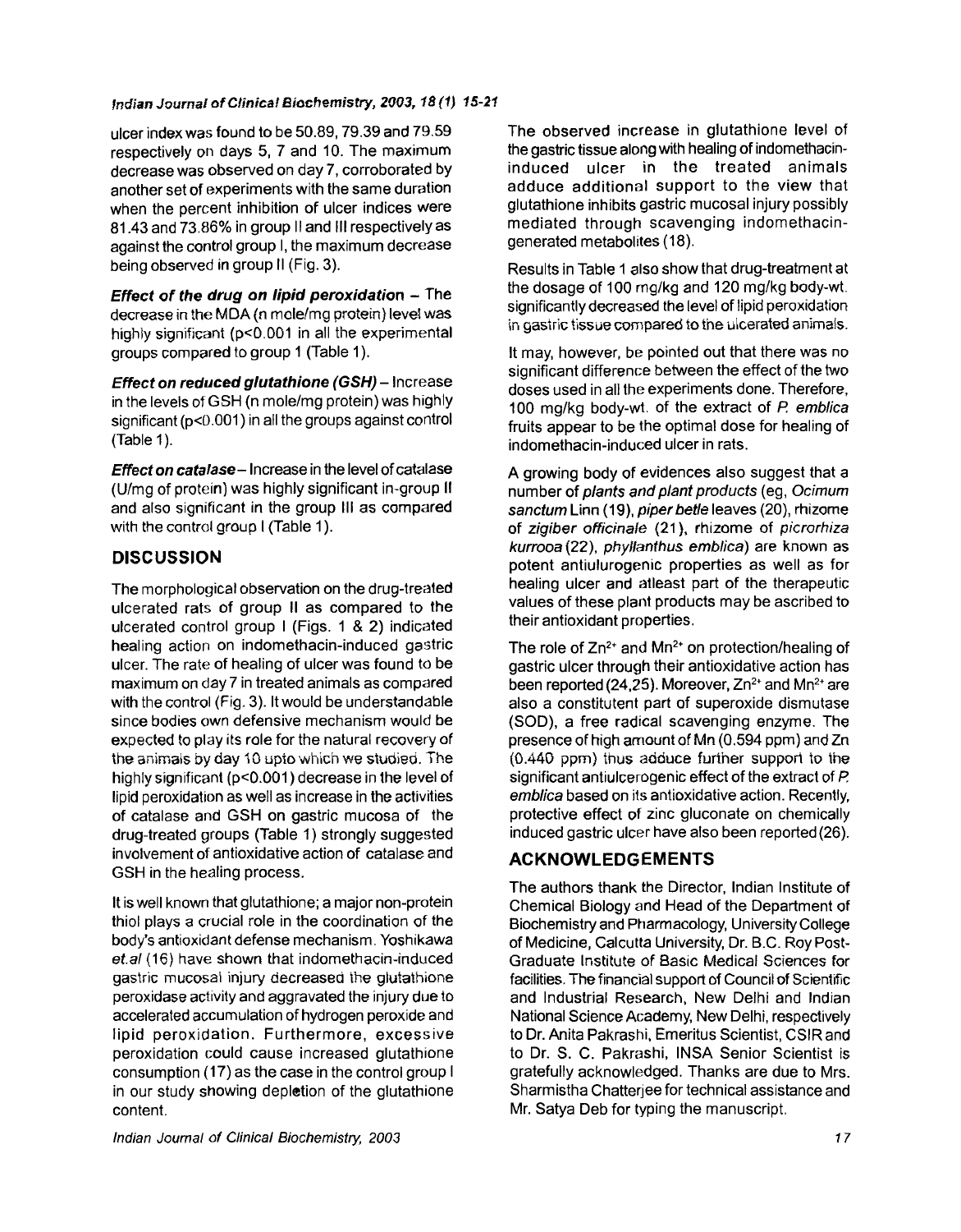ulcer index was found to be 50.89, 79.39 and 79.59 respectively on days 5, 7 and 10. The maximum decrease was observed on day 7, corroborated by another set of experiments with the same duration when the percent inhibition of ulcer indices were 81.43 and 73.86% in group II and III respectively as against the control group I, the maximum decrease being observed in group II (Fig. 3).

***Effect of the drug on lipid peroxidation*** – The decrease in the MDA (n mole/mg protein) level was highly significant ($p<0.001$ in all the experimental groups compared to group 1 (Table 1).

***Effect on reduced glutathione (GSH)*** – Increase in the levels of GSH (n mole/mg protein) was highly significant ($p<0.001$) in all the groups against control (Table 1).

***Effect on catalase*** – Increase in the level of catalase (U/mg of protein) was highly significant in-group II and also significant in the group III as compared with the control group I (Table 1).

## DISCUSSION

The morphological observation on the drug-treated ulcerated rats of group II as compared to the ulcerated control group I (Figs. 1 & 2) indicated healing action on indomethacin-induced gastric ulcer. The rate of healing of ulcer was found to be maximum on day 7 in treated animals as compared with the control (Fig. 3). It would be understandable since bodies own defensive mechanism would be expected to play its role for the natural recovery of the animals by day 10 upto which we studied. The highly significant ($p<0.001$) decrease in the level of lipid peroxidation as well as increase in the activities of catalase and GSH on gastric mucosa of the drug-treated groups (Table 1) strongly suggested involvement of antioxidative action of catalase and GSH in the healing process.

It is well known that glutathione; a major non-protein thiol plays a crucial role in the coordination of the body's antioxidant defense mechanism. Yoshikawa *et.al* (16) have shown that indomethacin-induced gastric mucosal injury decreased the glutathione peroxidase activity and aggravated the injury due to accelerated accumulation of hydrogen peroxide and lipid peroxidation. Furthermore, excessive peroxidation could cause increased glutathione consumption (17) as the case in the control group I in our study showing depletion of the glutathione content.

The observed increase in glutathione level of the gastric tissue along with healing of indomethacin-induced ulcer in the treated animals adduce additional support to the view that glutathione inhibits gastric mucosal injury possibly mediated through scavenging indomethacin-generated metabolites (18).

Results in Table 1 also show that drug-treatment at the dosage of 100 mg/kg and 120 mg/kg body-wt. significantly decreased the level of lipid peroxidation in gastric tissue compared to the ulcerated animals.

It may, however, be pointed out that there was no significant difference between the effect of the two doses used in all the experiments done. Therefore, 100 mg/kg body-wt. of the extract of *P. emblica* fruits appear to be the optimal dose for healing of indomethacin-induced ulcer in rats.

A growing body of evidences also suggest that a number of *plants and plant products* (eg, *Ocimum sanctum* Linn (19), *piper betle* leaves (20), rhizome of *zigiber officinale* (21), rhizome of *picrorhiza kurrooa* (22), *phyllanthus emblica*) are known as potent antiulurogenic properties as well as for healing ulcer and atleast part of the therapeutic values of these plant products may be ascribed to their antioxidant properties.

The role of $Zn^{2+}$ and $Mn^{2+}$ on protection/healing of gastric ulcer through their antioxidative action has been reported (24,25). Moreover, $Zn^{2+}$ and $Mn^{2+}$ are also a constitutent part of superoxide dismutase (SOD), a free radical scavenging enzyme. The presence of high amount of Mn (0.594 ppm) and Zn (0.440 ppm) thus adduce further support to the significant antiulcerogenic effect of the extract of *P. emblica* based on its antioxidative action. Recently, protective effect of zinc gluconate on chemically induced gastric ulcer have also been reported (26).

## ACKNOWLEDGEMENTS

The authors thank the Director, Indian Institute of Chemical Biology and Head of the Department of Biochemistry and Pharmacology, University College of Medicine, Calcutta University, Dr. B.C. Roy Post-Graduate Institute of Basic Medical Sciences for facilities. The financial support of Council of Scientific and Industrial Research, New Delhi and Indian National Science Academy, New Delhi, respectively to Dr. Anita Pakrashi, Emeritus Scientist, CSIR and to Dr. S. C. Pakrashi, INSA Senior Scientist is gratefully acknowledged. Thanks are due to Mrs. Sharmistha Chatterjee for technical assistance and Mr. Satya Deb for typing the manuscript.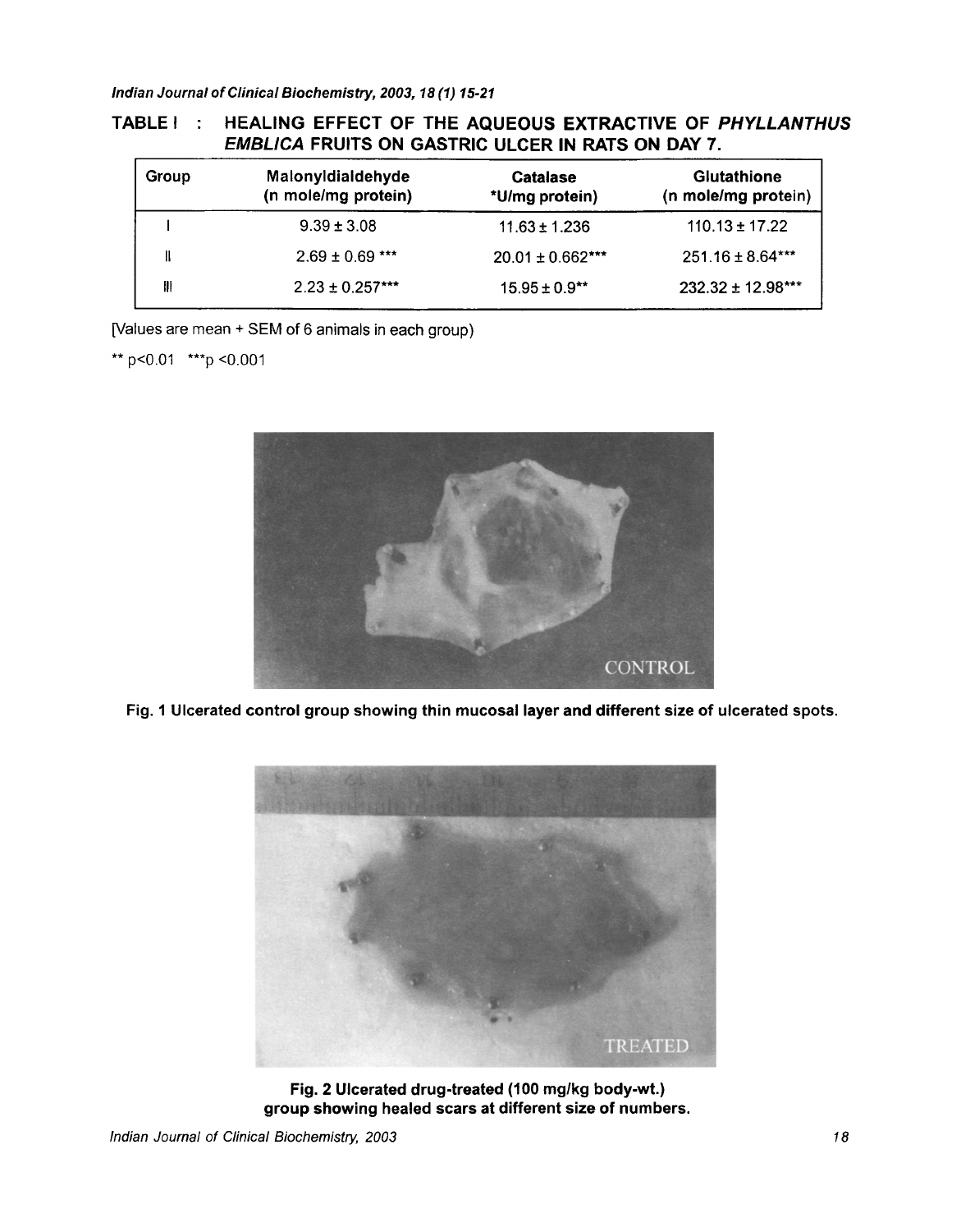### TABLE I : HEALING EFFECT OF THE AQUEOUS EXTRACTIVE OF *PHYLLANTHUS EMBLICA* FRUITS ON GASTRIC ULCER IN RATS ON DAY 7.

| Group | Malonyldialdehyde (n mole/mg protein) | Catalase *U/mg protein) | Glutathione (n mole/mg protein) |
|---|---|---|---|
| I | $9.39 \pm 3.08$ | $11.63 \pm 1.236$ | $110.13 \pm 17.22$ |
| II | $2.69 \pm 0.69$ *** | $20.01 \pm 0.662$*** | $251.16 \pm 8.64$*** |
| III | $2.23 \pm 0.257$*** | $15.95 \pm 0.9$** | $232.32 \pm 12.98$*** |

[Values are mean + SEM of 6 animals in each group)

** $p<0.01$ ***$p<0.001$

**Fig. 1 Ulcerated control group showing thin mucosal layer and different size of ulcerated spots.**

**Fig. 2 Ulcerated drug-treated (100 mg/kg body-wt.) group showing healed scars at different size of numbers.**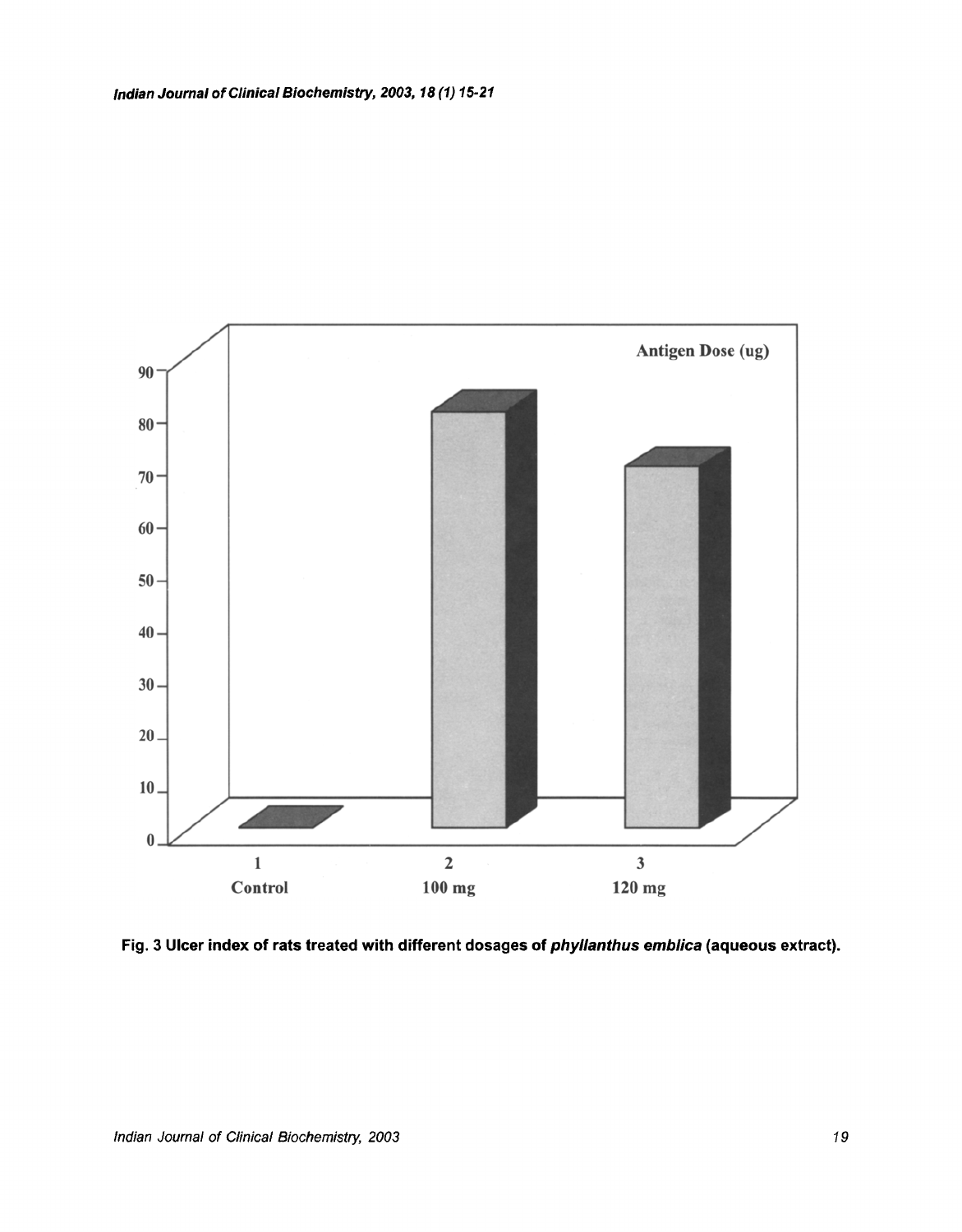Fig. 3 Ulcer index of rats treated with different dosages of *phyllanthus emblica* (aqueous extract).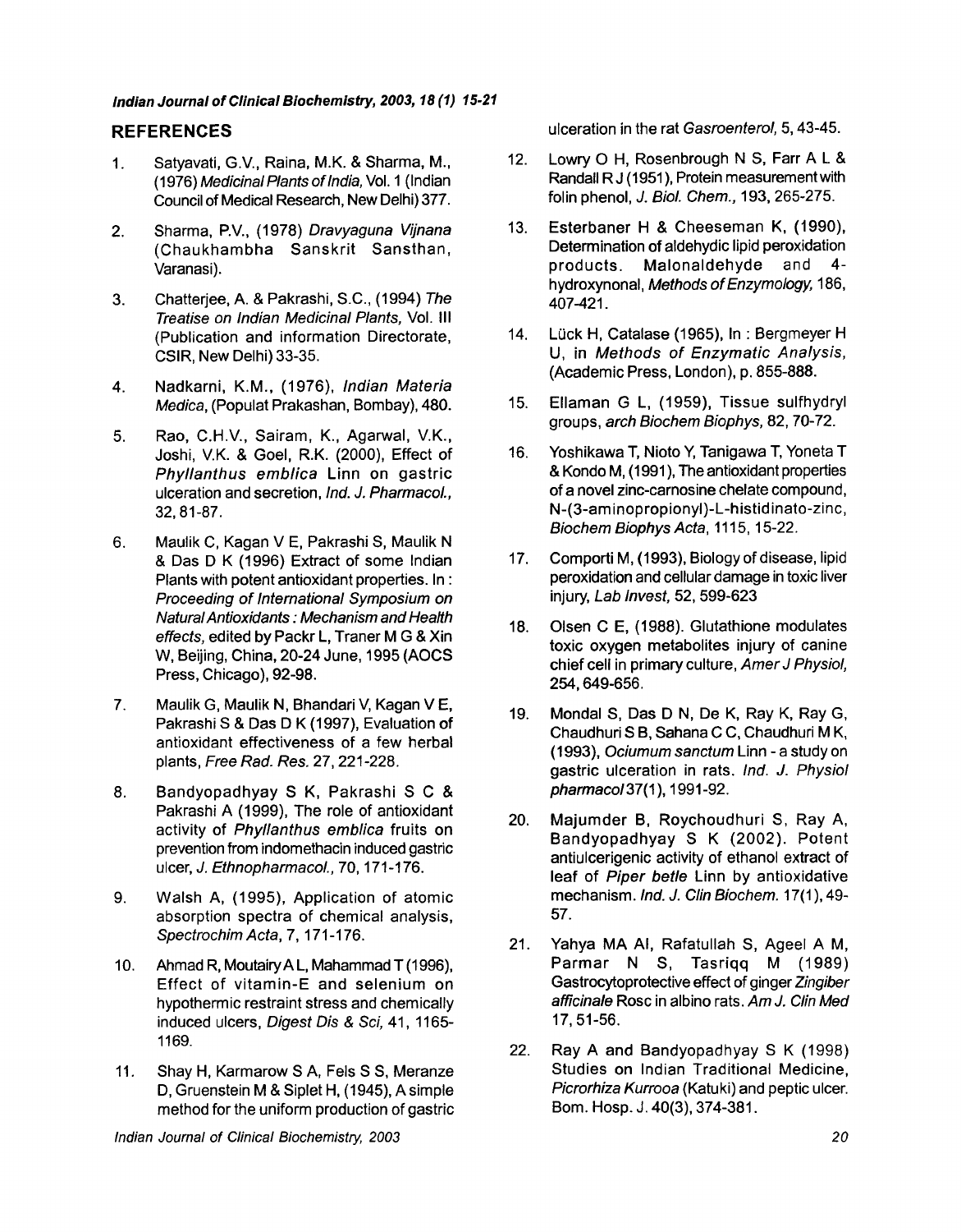## REFERENCES

1. Satyavati, G.V., Raina, M.K. & Sharma, M., (1976) *Medicinal Plants of India*, Vol. 1 (Indian Council of Medical Research, New Delhi) 377.

2. Sharma, P.V., (1978) *Dravyaguna Vijnana* (Chaukhambha Sanskrit Sansthan, Varanasi).

3. Chatterjee, A. & Pakrashi, S.C., (1994) *The Treatise on Indian Medicinal Plants*, Vol. III (Publication and information Directorate, CSIR, New Delhi) 33-35.

4. Nadkarni, K.M., (1976), *Indian Materia Medica*, (Populat Prakashan, Bombay), 480.

5. Rao, C.H.V., Sairam, K., Agarwal, V.K., Joshi, V.K. & Goel, R.K. (2000), Effect of *Phyllanthus emblica* Linn on gastric ulceration and secretion, *Ind. J. Pharmacol.*, 32, 81-87.

6. Maulik C, Kagan V E, Pakrashi S, Maulik N & Das D K (1996) Extract of some Indian Plants with potent antioxidant properties. In : *Proceeding of International Symposium on Natural Antioxidants : Mechanism and Health effects*, edited by Packr L, Traner M G & Xin W, Beijing, China, 20-24 June, 1995 (AOCS Press, Chicago), 92-98.

7. Maulik G, Maulik N, Bhandari V, Kagan V E, Pakrashi S & Das D K (1997), Evaluation of antioxidant effectiveness of a few herbal plants, *Free Rad. Res.* 27, 221-228.

8. Bandyopadhyay S K, Pakrashi S C & Pakrashi A (1999), The role of antioxidant activity of *Phyllanthus emblica* fruits on prevention from indomethacin induced gastric ulcer, *J. Ethnopharmacol.*, 70, 171-176.

9. Walsh A, (1995), Application of atomic absorption spectra of chemical analysis, *Spectrochim Acta*, 7, 171-176.

10. Ahmad R, Moutairy A L, Mahammad T (1996), Effect of vitamin-E and selenium on hypothermic restraint stress and chemically induced ulcers, *Digest Dis & Sci*, 41, 1165-1169.

11. Shay H, Karmarow S A, Fels S S, Meranze D, Gruenstein M & Siplet H, (1945), A simple method for the uniform production of gastric ulceration in the rat *Gasroenterol*, 5, 43-45.

12. Lowry O H, Rosenbrough N S, Farr A L & Randall R J (1951), Protein measurement with folin phenol, *J. Biol. Chem.*, 193, 265-275.

13. Esterbaner H & Cheeseman K, (1990), Determination of aldehydic lipid peroxidation products. Malonaldehyde and 4-hydroxynonal, *Methods of Enzymology*, 186, 407-421.

14. Lück H, Catalase (1965), In : Bergmeyer H U, in *Methods of Enzymatic Analysis*, (Academic Press, London), p. 855-888.

15. Ellaman G L, (1959), Tissue sulfhydryl groups, *arch Biochem Biophys*, 82, 70-72.

16. Yoshikawa T, Nioto Y, Tanigawa T, Yoneta T & Kondo M, (1991), The antioxidant properties of a novel zinc-carnosine chelate compound, N-(3-aminopropionyl)-L-histidinato-zinc, *Biochem Biophys Acta*, 1115, 15-22.

17. Comporti M, (1993), Biology of disease, lipid peroxidation and cellular damage in toxic liver injury, *Lab Invest*, 52, 599-623

18. Olsen C E, (1988). Glutathione modulates toxic oxygen metabolites injury of canine chief cell in primary culture, *Amer J Physiol*, 254, 649-656.

19. Mondal S, Das D N, De K, Ray K, Ray G, Chaudhuri S B, Sahana C C, Chaudhuri M K, (1993), *Ociumum sanctum* Linn - a study on gastric ulceration in rats. *Ind. J. Physiol pharmacol* 37(1), 1991-92.

20. Majumder B, Roychoudhuri S, Ray A, Bandyopadhyay S K (2002). Potent antiulcerigenic activity of ethanol extract of leaf of *Piper betle* Linn by antioxidative mechanism. *Ind. J. Clin Biochem.* 17(1), 49-57.

21. Yahya MA Al, Rafatullah S, Ageel A M, Parmar N S, Tasriqq M (1989) Gastrocytoprotective effect of ginger *Zingiber afficinale* Rosc in albino rats. *Am J. Clin Med* 17, 51-56.

22. Ray A and Bandyopadhyay S K (1998) Studies on Indian Traditional Medicine, *Picrorhiza Kurrooa* (Katuki) and peptic ulcer. Bom. Hosp. J. 40(3), 374-381.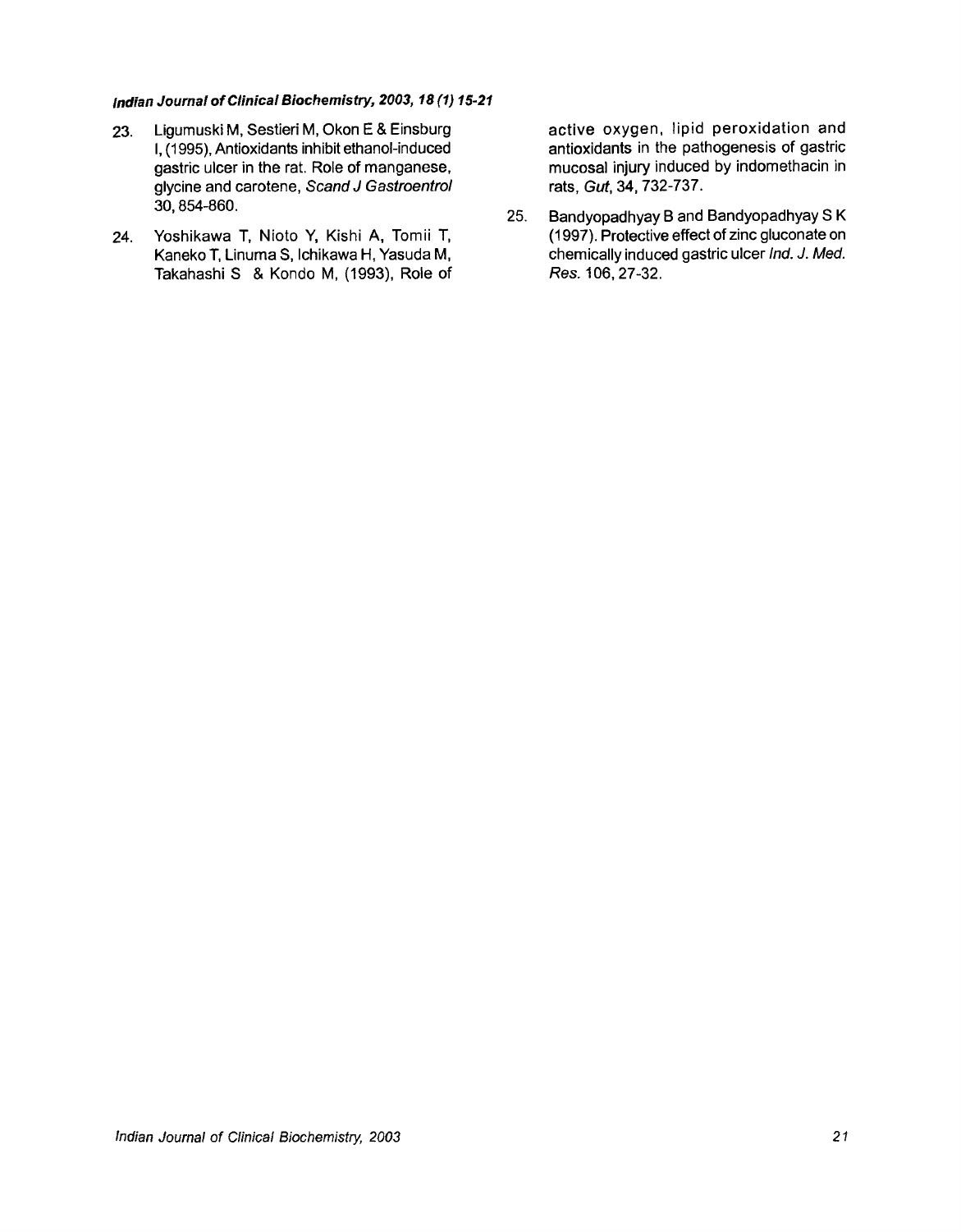23. Ligumuski M, Sestieri M, Okon E & Einsburg I, (1995), Antioxidants inhibit ethanol-induced gastric ulcer in the rat. Role of manganese, glycine and carotene, *Scand J Gastroentrol* 30, 854-860.

24. Yoshikawa T, Nioto Y, Kishi A, Tomii T, Kaneko T, Linuma S, Ichikawa H, Yasuda M, Takahashi S & Kondo M, (1993), Role of active oxygen, lipid peroxidation and antioxidants in the pathogenesis of gastric mucosal injury induced by indomethacin in rats, *Gut*, 34, 732-737.

25. Bandyopadhyay B and Bandyopadhyay S K (1997). Protective effect of zinc gluconate on chemically induced gastric ulcer *Ind. J. Med. Res.* 106, 27-32.